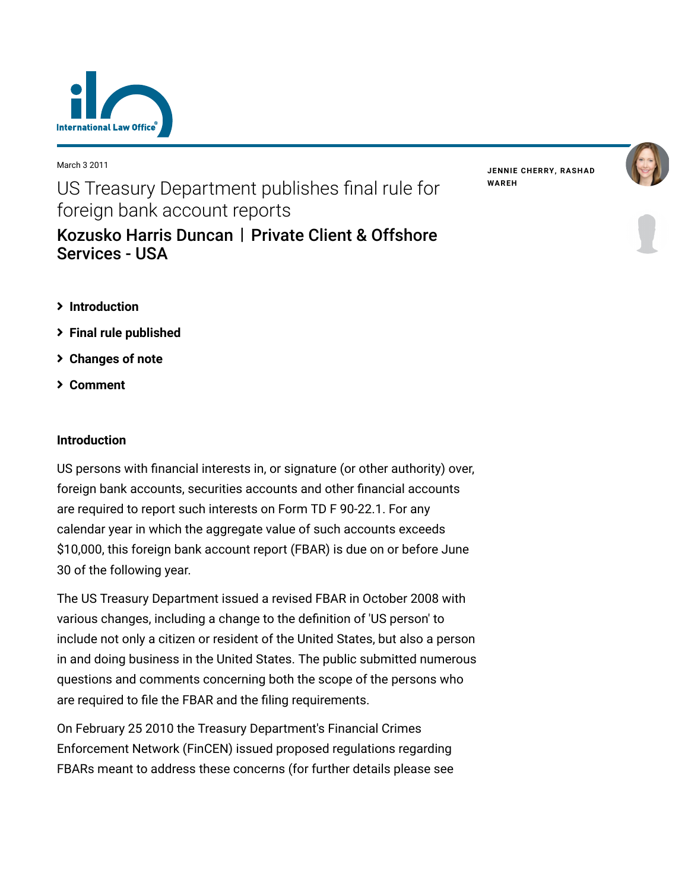March 3 2011

# US Treasury Department publishes final rule for foreign bank account reports

## Kozusko Harris Duncan | Private Client & Offshore Services - USA

**JENNIE CHERRY, RASHAD WAREH**

- Introduction
- Final rule published
- Changes of note
- Comment

### Introduction

US persons with financial interests in, or signature (or other authority) over, foreign bank accounts, securities accounts and other financial accounts are required to report such interests on Form TD F 90-22.1. For any calendar year in which the aggregate value of such accounts exceeds $10,000, this foreign bank account report (FBAR) is due on or before June 30 of the following year.

The US Treasury Department issued a revised FBAR in October 2008 with various changes, including a change to the definition of 'US person' to include not only a citizen or resident of the United States, but also a person in and doing business in the United States. The public submitted numerous questions and comments concerning both the scope of the persons who are required to file the FBAR and the filing requirements.

On February 25 2010 the Treasury Department's Financial Crimes Enforcement Network (FinCEN) issued proposed regulations regarding FBARs meant to address these concerns (for further details please see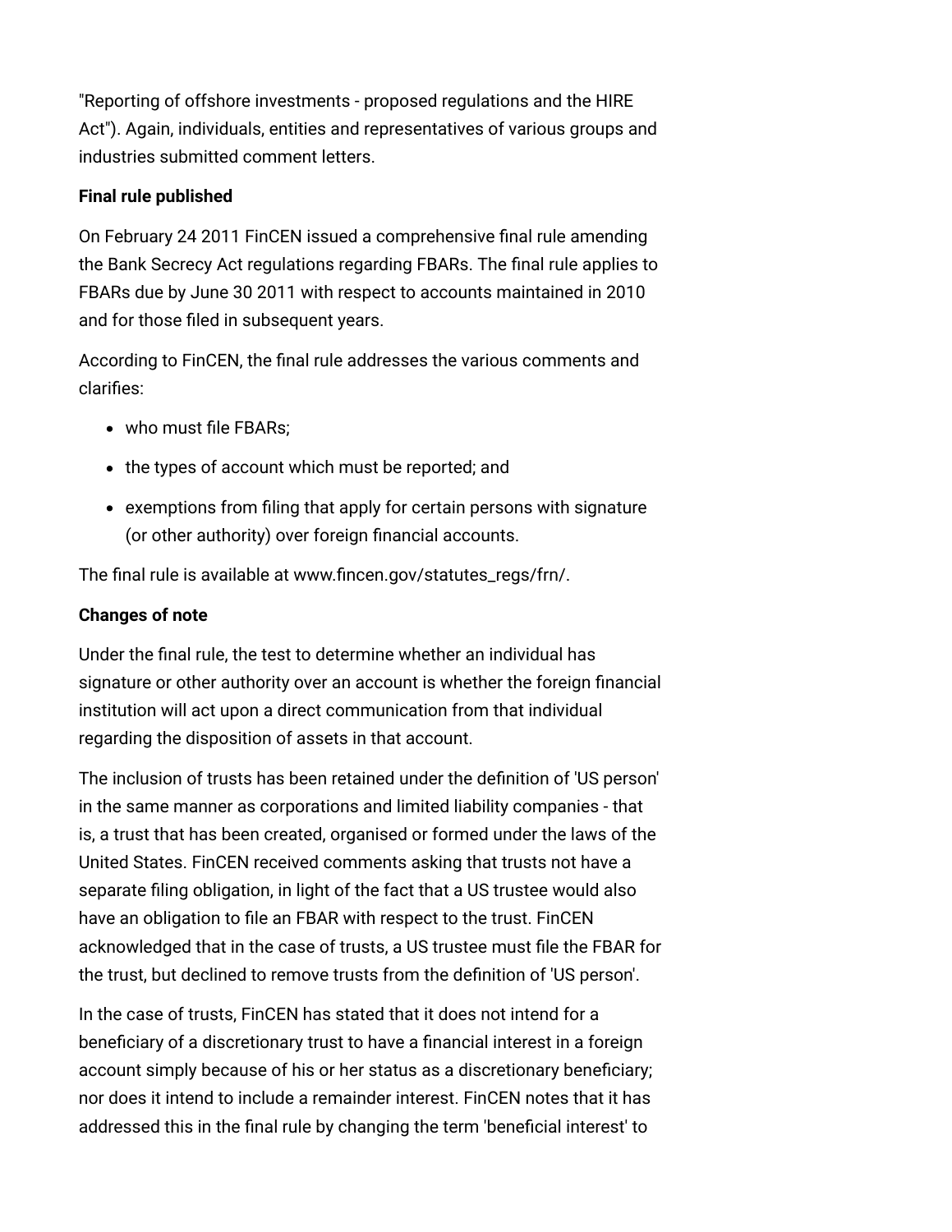"Reporting of offshore investments - proposed regulations and the HIRE Act"). Again, individuals, entities and representatives of various groups and industries submitted comment letters.

**Final rule published**

On February 24 2011 FinCEN issued a comprehensive final rule amending the Bank Secrecy Act regulations regarding FBARs. The final rule applies to FBARs due by June 30 2011 with respect to accounts maintained in 2010 and for those filed in subsequent years.

According to FinCEN, the final rule addresses the various comments and clarifies:

- who must file FBARs;
- the types of account which must be reported; and
- exemptions from filing that apply for certain persons with signature (or other authority) over foreign financial accounts.

The final rule is available at www.fincen.gov/statutes_regs/frn/.

**Changes of note**

Under the final rule, the test to determine whether an individual has signature or other authority over an account is whether the foreign financial institution will act upon a direct communication from that individual regarding the disposition of assets in that account.

The inclusion of trusts has been retained under the definition of 'US person' in the same manner as corporations and limited liability companies - that is, a trust that has been created, organised or formed under the laws of the United States. FinCEN received comments asking that trusts not have a separate filing obligation, in light of the fact that a US trustee would also have an obligation to file an FBAR with respect to the trust. FinCEN acknowledged that in the case of trusts, a US trustee must file the FBAR for the trust, but declined to remove trusts from the definition of 'US person'.

In the case of trusts, FinCEN has stated that it does not intend for a beneficiary of a discretionary trust to have a financial interest in a foreign account simply because of his or her status as a discretionary beneficiary; nor does it intend to include a remainder interest. FinCEN notes that it has addressed this in the final rule by changing the term 'beneficial interest' to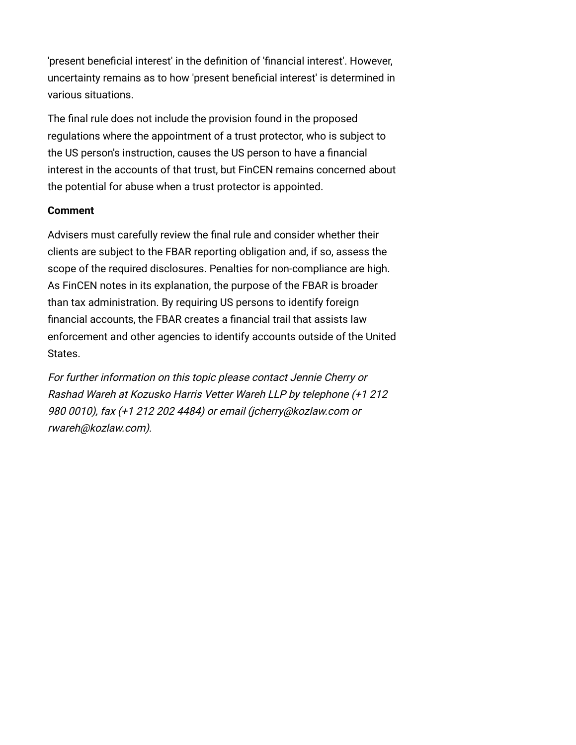'present beneficial interest' in the definition of 'financial interest'. However, uncertainty remains as to how 'present beneficial interest' is determined in various situations.

The final rule does not include the provision found in the proposed regulations where the appointment of a trust protector, who is subject to the US person's instruction, causes the US person to have a financial interest in the accounts of that trust, but FinCEN remains concerned about the potential for abuse when a trust protector is appointed.

**Comment**

Advisers must carefully review the final rule and consider whether their clients are subject to the FBAR reporting obligation and, if so, assess the scope of the required disclosures. Penalties for non-compliance are high. As FinCEN notes in its explanation, the purpose of the FBAR is broader than tax administration. By requiring US persons to identify foreign financial accounts, the FBAR creates a financial trail that assists law enforcement and other agencies to identify accounts outside of the United States.

*For further information on this topic please contact Jennie Cherry or Rashad Wareh at Kozusko Harris Vetter Wareh LLP by telephone (+1 212 980 0010), fax (+1 212 202 4484) or email (jcherry@kozlaw.com or rwareh@kozlaw.com).*